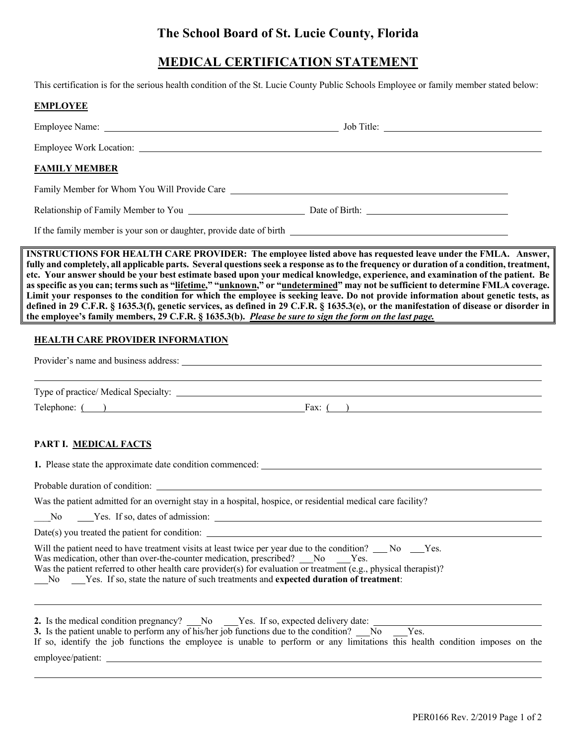# The School Board of St. Lucie County, Florida

## MEDICAL CERTIFICATION STATEMENT

This certification is for the serious health condition of the St. Lucie County Public Schools Employee or family member stated below:

**EMPLOYEE**

Employee Name: ______________________________ Job Title: ______________________

Employee Work Location: ______________________________________________

**FAMILY MEMBER**

Family Member for Whom You Will Provide Care ______________________________

Relationship of Family Member to You ______________ Date of Birth: ______________

If the family member is your son or daughter, provide date of birth ______________________

> **INSTRUCTIONS FOR HEALTH CARE PROVIDER: The employee listed above has requested leave under the FMLA. Answer, fully and completely, all applicable parts. Several questions seek a response as to the frequency or duration of a condition, treatment, etc. Your answer should be your best estimate based upon your medical knowledge, experience, and examination of the patient. Be as specific as you can; terms such as "lifetime," "unknown," or "undetermined" may not be sufficient to determine FMLA coverage. Limit your responses to the condition for which the employee is seeking leave. Do not provide information about genetic tests, as defined in 29 C.F.R. § 1635.3(f), genetic services, as defined in 29 C.F.R. § 1635.3(e), or the manifestation of disease or disorder in the employee's family members, 29 C.F.R. § 1635.3(b). *Please be sure to sign the form on the last page.***

**HEALTH CARE PROVIDER INFORMATION**

Provider's name and business address: ______________________________________________

______________________________________________________________________

Type of practice/ Medical Specialty: ______________________________________________

Telephone: (   ) ______________________________ Fax: (   ) ______________________________

**PART I. MEDICAL FACTS**

**1.** Please state the approximate date condition commenced: ______________________________

Probable duration of condition: ______________________________________________

Was the patient admitted for an overnight stay in a hospital, hospice, or residential medical care facility?

___No ___Yes. If so, dates of admission: ______________________________________________

Date(s) you treated the patient for condition: ______________________________________________

Will the patient need to have treatment visits at least twice per year due to the condition? ___ No ___Yes.
Was medication, other than over-the-counter medication, prescribed? ___No ___Yes.
Was the patient referred to other health care provider(s) for evaluation or treatment (e.g., physical therapist)?
___No ___Yes. If so, state the nature of such treatments and **expected duration of treatment**:

______________________________________________________________________

**2.** Is the medical condition pregnancy? ___No ___Yes. If so, expected delivery date: ______________________
**3.** Is the patient unable to perform any of his/her job functions due to the condition? ___No ___Yes.
If so, identify the job functions the employee is unable to perform or any limitations this health condition imposes on the employee/patient: ______________________________________________

______________________________________________________________________

PER0166 Rev. 2/2019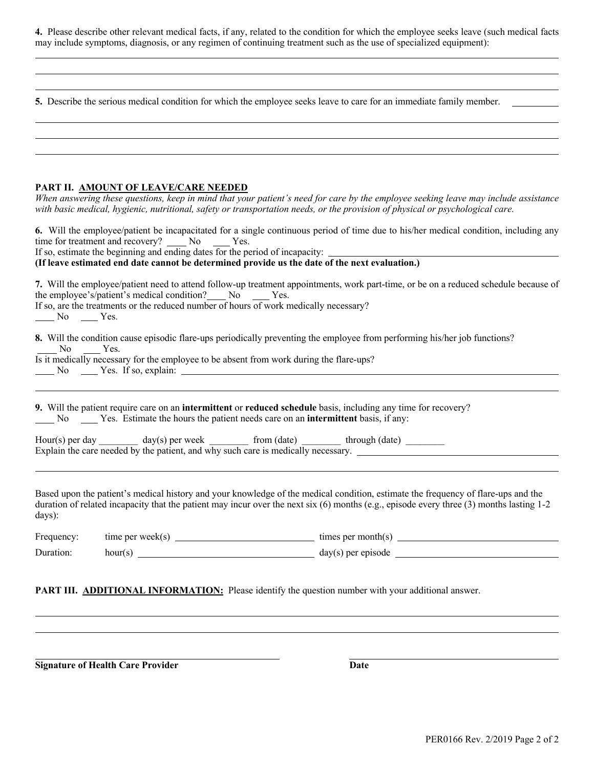**4.** Please describe other relevant medical facts, if any, related to the condition for which the employee seeks leave (such medical facts may include symptoms, diagnosis, or any regimen of continuing treatment such as the use of specialized equipment):

______________________________________________________________________

______________________________________________________________________

______________________________________________________________________

**5.** Describe the serious medical condition for which the employee seeks leave to care for an immediate family member. __________

______________________________________________________________________

______________________________________________________________________

______________________________________________________________________

## PART II. AMOUNT OF LEAVE/CARE NEEDED

*When answering these questions, keep in mind that your patient's need for care by the employee seeking leave may include assistance with basic medical, hygienic, nutritional, safety or transportation needs, or the provision of physical or psychological care.*

**6.** Will the employee/patient be incapacitated for a single continuous period of time due to his/her medical condition, including any time for treatment and recovery? ____ No ____ Yes.
If so, estimate the beginning and ending dates for the period of incapacity: ______________________________
**(If leave estimated end date cannot be determined provide us the date of the next evaluation.)**

**7.** Will the employee/patient need to attend follow-up treatment appointments, work part-time, or be on a reduced schedule because of the employee's/patient's medical condition?____ No ____ Yes.
If so, are the treatments or the reduced number of hours of work medically necessary?
____ No ____ Yes.

**8.** Will the condition cause episodic flare-ups periodically preventing the employee from performing his/her job functions?
____ No ____ Yes.
Is it medically necessary for the employee to be absent from work during the flare-ups?
____ No ____ Yes. If so, explain: ______________________________

______________________________________________________________________

**9.** Will the patient require care on an **intermittent** or **reduced schedule** basis, including any time for recovery?
____ No ____ Yes. Estimate the hours the patient needs care on an **intermittent** basis, if any:

Hour(s) per day ________ day(s) per week ________ from (date) ________ through (date) ________
Explain the care needed by the patient, and why such care is medically necessary. ______________________________

______________________________________________________________________

Based upon the patient's medical history and your knowledge of the medical condition, estimate the frequency of flare-ups and the duration of related incapacity that the patient may incur over the next six (6) months (e.g., episode every three (3) months lasting 1-2 days):

Frequency: time per week(s) ______________________ times per month(s) ______________________

Duration: hour(s) ______________________ day(s) per episode ______________________

## PART III. ADDITIONAL INFORMATION:

Please identify the question number with your additional answer.

______________________________________________________________________

______________________________________________________________________

______________________________ ______________________________
**Signature of Health Care Provider** **Date**

PER0166 Rev. 2/2019